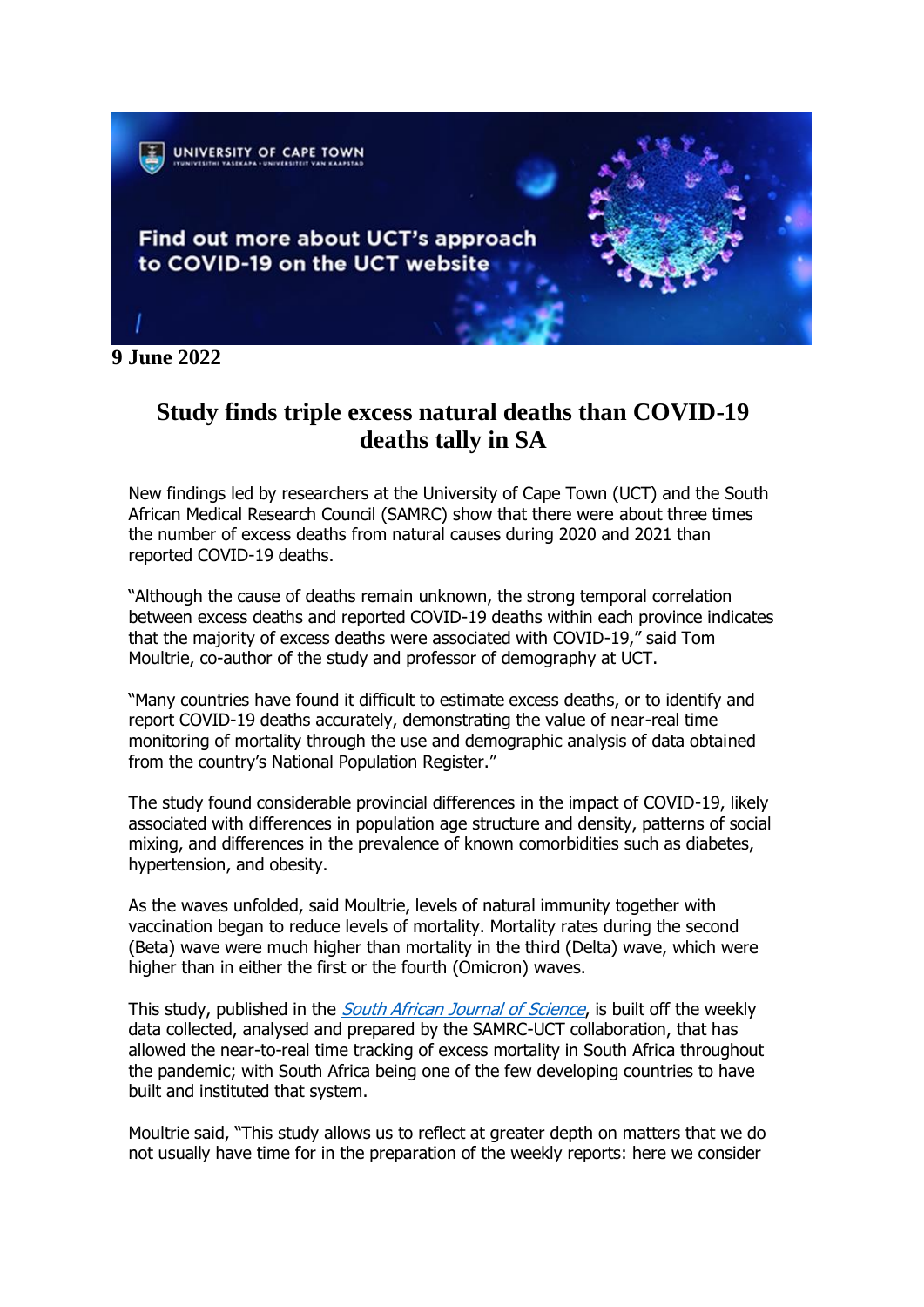**9 June 2022**

# Study finds triple excess natural deaths than COVID-19 deaths tally in SA

New findings led by researchers at the University of Cape Town (UCT) and the South African Medical Research Council (SAMRC) show that there were about three times the number of excess deaths from natural causes during 2020 and 2021 than reported COVID-19 deaths.

"Although the cause of deaths remain unknown, the strong temporal correlation between excess deaths and reported COVID-19 deaths within each province indicates that the majority of excess deaths were associated with COVID-19," said Tom Moultrie, co-author of the study and professor of demography at UCT.

"Many countries have found it difficult to estimate excess deaths, or to identify and report COVID-19 deaths accurately, demonstrating the value of near-real time monitoring of mortality through the use and demographic analysis of data obtained from the country's National Population Register."

The study found considerable provincial differences in the impact of COVID-19, likely associated with differences in population age structure and density, patterns of social mixing, and differences in the prevalence of known comorbidities such as diabetes, hypertension, and obesity.

As the waves unfolded, said Moultrie, levels of natural immunity together with vaccination began to reduce levels of mortality. Mortality rates during the second (Beta) wave were much higher than mortality in the third (Delta) wave, which were higher than in either the first or the fourth (Omicron) waves.

This study, published in the *South African Journal of Science*, is built off the weekly data collected, analysed and prepared by the SAMRC-UCT collaboration, that has allowed the near-to-real time tracking of excess mortality in South Africa throughout the pandemic; with South Africa being one of the few developing countries to have built and instituted that system.

Moultrie said, "This study allows us to reflect at greater depth on matters that we do not usually have time for in the preparation of the weekly reports: here we consider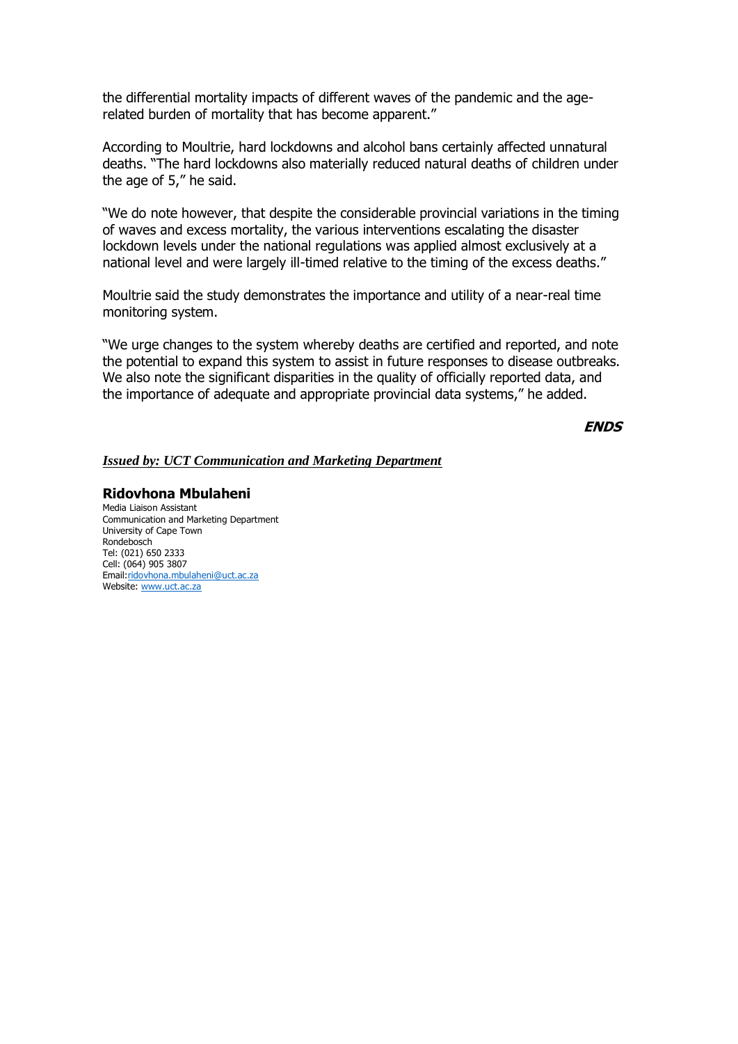the differential mortality impacts of different waves of the pandemic and the age-related burden of mortality that has become apparent."

According to Moultrie, hard lockdowns and alcohol bans certainly affected unnatural deaths. "The hard lockdowns also materially reduced natural deaths of children under the age of 5," he said.

"We do note however, that despite the considerable provincial variations in the timing of waves and excess mortality, the various interventions escalating the disaster lockdown levels under the national regulations was applied almost exclusively at a national level and were largely ill-timed relative to the timing of the excess deaths."

Moultrie said the study demonstrates the importance and utility of a near-real time monitoring system.

"We urge changes to the system whereby deaths are certified and reported, and note the potential to expand this system to assist in future responses to disease outbreaks. We also note the significant disparities in the quality of officially reported data, and the importance of adequate and appropriate provincial data systems," he added.

***ENDS***

***Issued by: UCT Communication and Marketing Department***

**Ridovhona Mbulaheni**

Media Liaison Assistant
Communication and Marketing Department
University of Cape Town
Rondebosch
Tel: (021) 650 2333
Cell: (064) 905 3807
Email: ridovhona.mbulaheni@uct.ac.za
Website: www.uct.ac.za